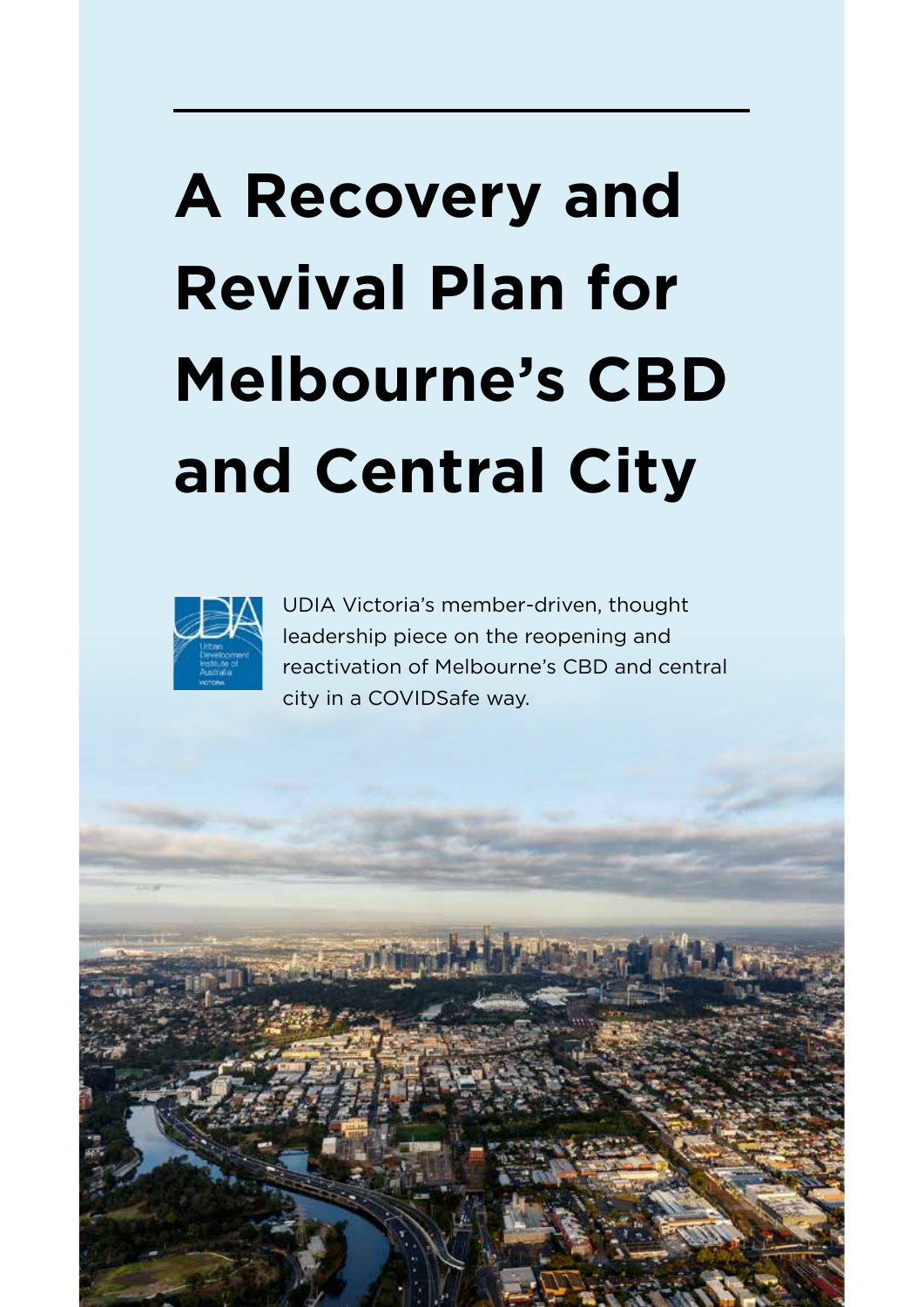# A Recovery and Revival Plan for Melbourne's CBD and Central City

UDIA Victoria's member-driven, thought leadership piece on the reopening and reactivation of Melbourne's CBD and central city in a COVIDSafe way.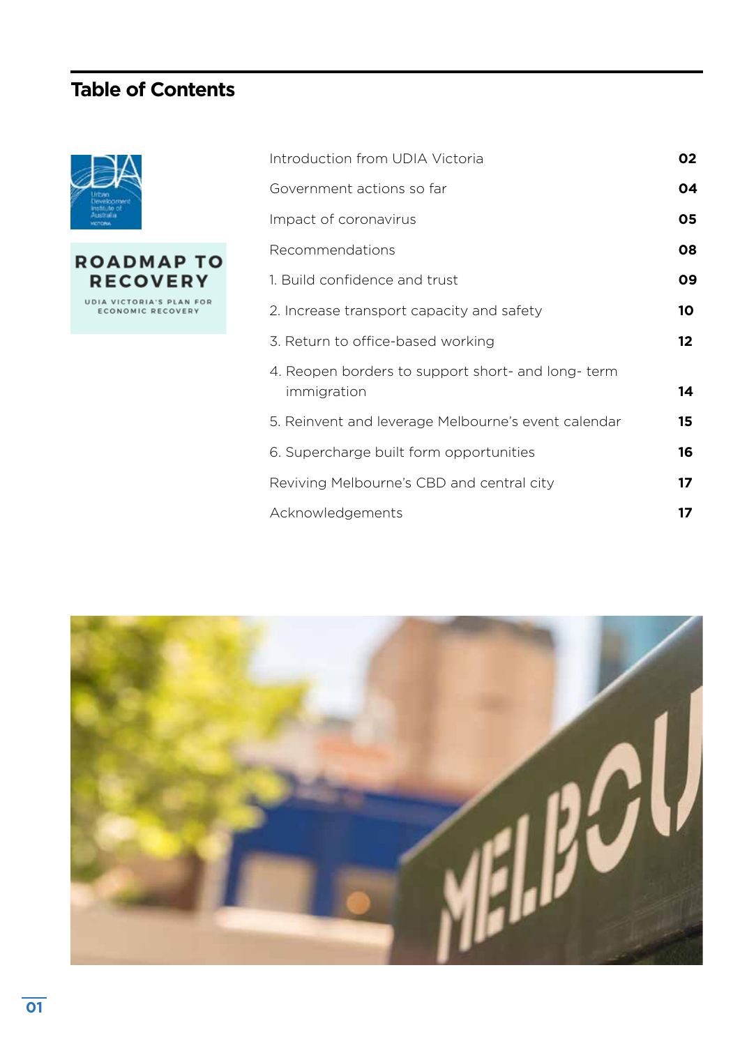# Table of Contents

ROADMAP TO RECOVERY

UDIA VICTORIA'S PLAN FOR ECONOMIC RECOVERY

| | |
|---|---|
| Introduction from UDIA Victoria | **02** |
| Government actions so far | **04** |
| Impact of coronavirus | **05** |
| Recommendations | **08** |
| 1. Build confidence and trust | **09** |
| 2. Increase transport capacity and safety | **10** |
| 3. Return to office-based working | **12** |
| 4. Reopen borders to support short- and long- term immigration | **14** |
| 5. Reinvent and leverage Melbourne's event calendar | **15** |
| 6. Supercharge built form opportunities | **16** |
| Reviving Melbourne's CBD and central city | **17** |
| Acknowledgements | **17** |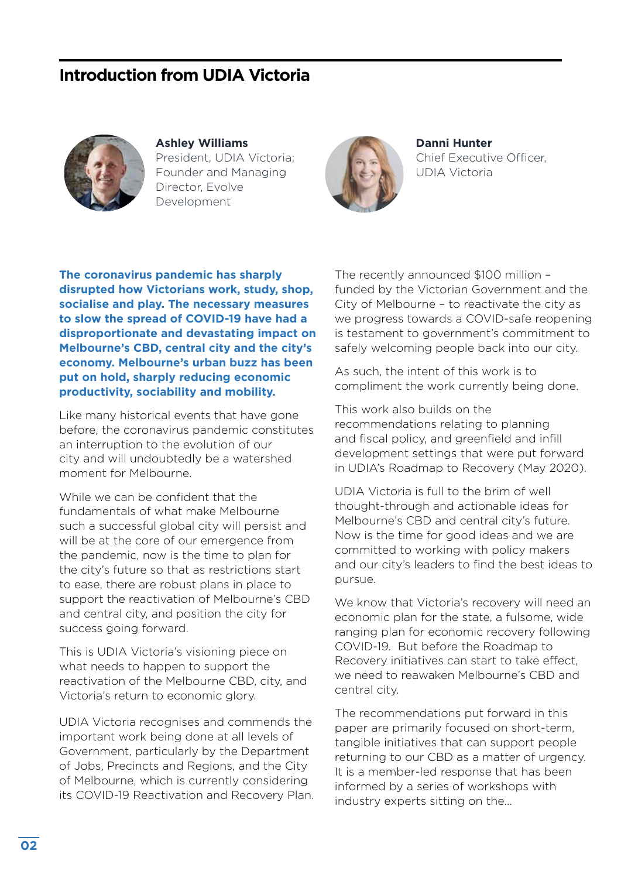## Introduction from UDIA Victoria

**Ashley Williams**
President, UDIA Victoria; Founder and Managing Director, Evolve Development

**Danni Hunter**
Chief Executive Officer, UDIA Victoria

**The coronavirus pandemic has sharply disrupted how Victorians work, study, shop, socialise and play. The necessary measures to slow the spread of COVID-19 have had a disproportionate and devastating impact on Melbourne's CBD, central city and the city's economy. Melbourne's urban buzz has been put on hold, sharply reducing economic productivity, sociability and mobility.**

Like many historical events that have gone before, the coronavirus pandemic constitutes an interruption to the evolution of our city and will undoubtedly be a watershed moment for Melbourne.

While we can be confident that the fundamentals of what make Melbourne such a successful global city will persist and will be at the core of our emergence from the pandemic, now is the time to plan for the city's future so that as restrictions start to ease, there are robust plans in place to support the reactivation of Melbourne's CBD and central city, and position the city for success going forward.

This is UDIA Victoria's visioning piece on what needs to happen to support the reactivation of the Melbourne CBD, city, and Victoria's return to economic glory.

UDIA Victoria recognises and commends the important work being done at all levels of Government, particularly by the Department of Jobs, Precincts and Regions, and the City of Melbourne, which is currently considering its COVID-19 Reactivation and Recovery Plan.

The recently announced $100 million – funded by the Victorian Government and the City of Melbourne – to reactivate the city as we progress towards a COVID-safe reopening is testament to government's commitment to safely welcoming people back into our city.

As such, the intent of this work is to compliment the work currently being done.

This work also builds on the recommendations relating to planning and fiscal policy, and greenfield and infill development settings that were put forward in UDIA's Roadmap to Recovery (May 2020).

UDIA Victoria is full to the brim of well thought-through and actionable ideas for Melbourne's CBD and central city's future. Now is the time for good ideas and we are committed to working with policy makers and our city's leaders to find the best ideas to pursue.

We know that Victoria's recovery will need an economic plan for the state, a fulsome, wide ranging plan for economic recovery following COVID-19. But before the Roadmap to Recovery initiatives can start to take effect, we need to reawaken Melbourne's CBD and central city.

The recommendations put forward in this paper are primarily focused on short-term, tangible initiatives that can support people returning to our CBD as a matter of urgency. It is a member-led response that has been informed by a series of workshops with industry experts sitting on the...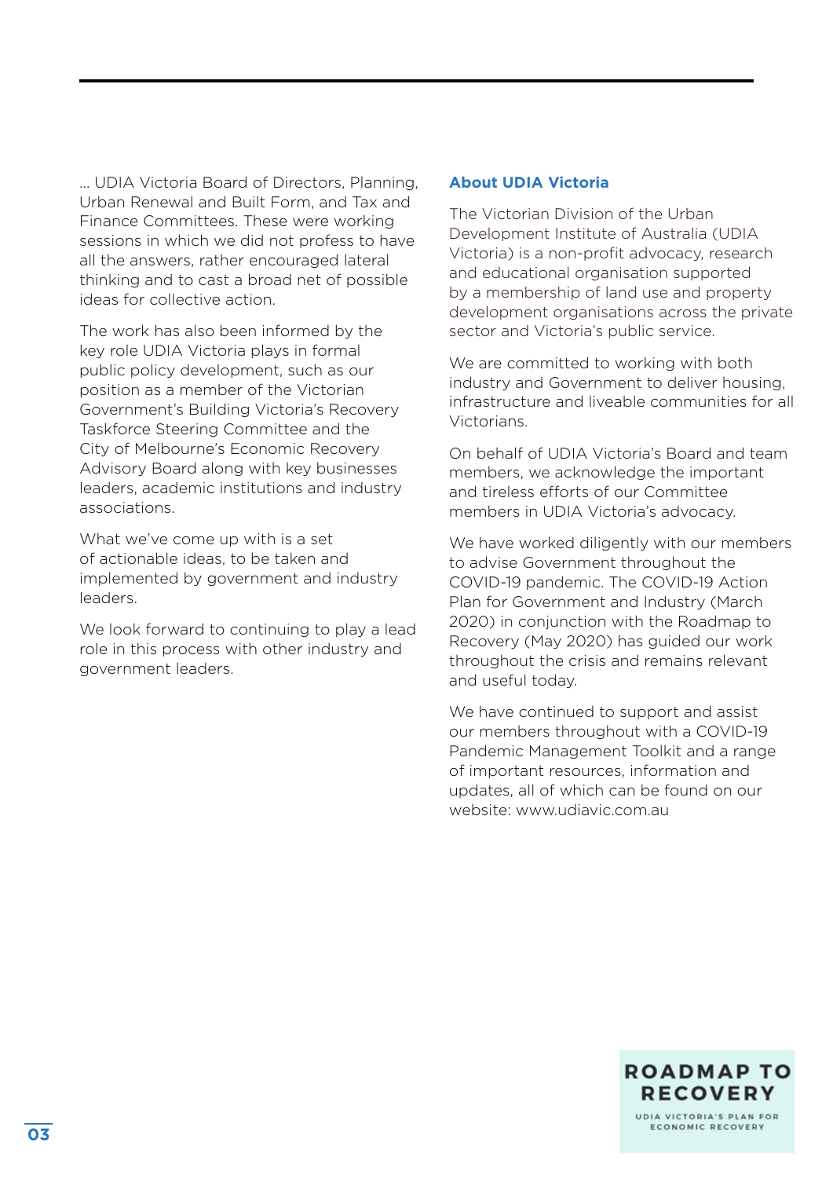… UDIA Victoria Board of Directors, Planning, Urban Renewal and Built Form, and Tax and Finance Committees. These were working sessions in which we did not profess to have all the answers, rather encouraged lateral thinking and to cast a broad net of possible ideas for collective action.

The work has also been informed by the key role UDIA Victoria plays in formal public policy development, such as our position as a member of the Victorian Government's Building Victoria's Recovery Taskforce Steering Committee and the City of Melbourne's Economic Recovery Advisory Board along with key businesses leaders, academic institutions and industry associations.

What we've come up with is a set of actionable ideas, to be taken and implemented by government and industry leaders.

We look forward to continuing to play a lead role in this process with other industry and government leaders.

## About UDIA Victoria

The Victorian Division of the Urban Development Institute of Australia (UDIA Victoria) is a non-profit advocacy, research and educational organisation supported by a membership of land use and property development organisations across the private sector and Victoria's public service.

We are committed to working with both industry and Government to deliver housing, infrastructure and liveable communities for all Victorians.

On behalf of UDIA Victoria's Board and team members, we acknowledge the important and tireless efforts of our Committee members in UDIA Victoria's advocacy.

We have worked diligently with our members to advise Government throughout the COVID-19 pandemic. The COVID-19 Action Plan for Government and Industry (March 2020) in conjunction with the Roadmap to Recovery (May 2020) has guided our work throughout the crisis and remains relevant and useful today.

We have continued to support and assist our members throughout with a COVID-19 Pandemic Management Toolkit and a range of important resources, information and updates, all of which can be found on our website: www.udiavic.com.au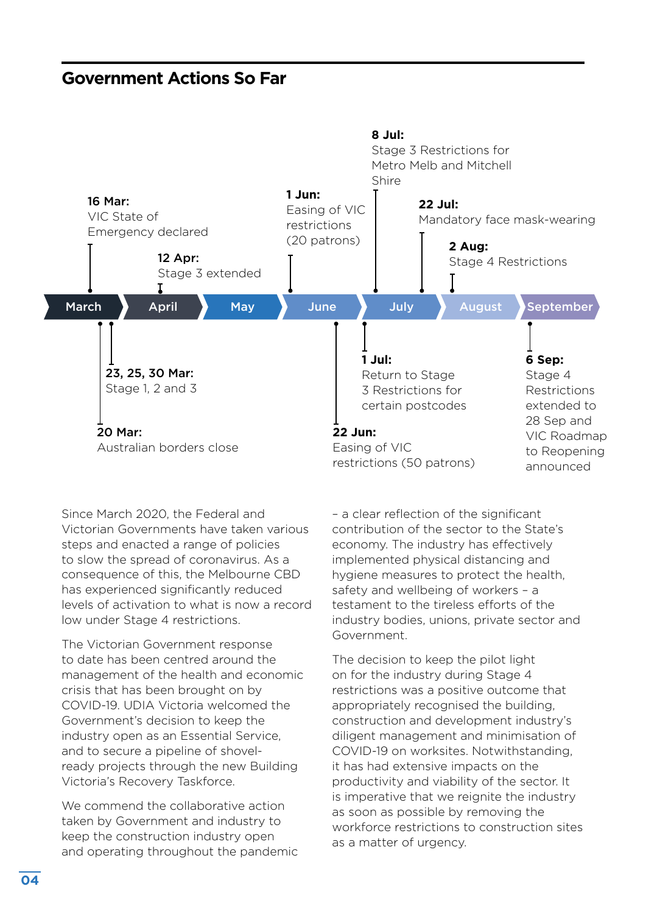## Government Actions So Far

March | April | May | June | July | August | September

- **16 Mar:** VIC State of Emergency declared
- **20 Mar:** Australian borders close
- **23, 25, 30 Mar:** Stage 1, 2 and 3
- **12 Apr:** Stage 3 extended
- **1 Jun:** Easing of VIC restrictions (20 patrons)
- **22 Jun:** Easing of VIC restrictions (50 patrons)
- **1 Jul:** Return to Stage 3 Restrictions for certain postcodes
- **8 Jul:** Stage 3 Restrictions for Metro Melb and Mitchell Shire
- **22 Jul:** Mandatory face mask-wearing
- **2 Aug:** Stage 4 Restrictions
- **6 Sep:** Stage 4 Restrictions extended to 28 Sep and VIC Roadmap to Reopening announced

Since March 2020, the Federal and Victorian Governments have taken various steps and enacted a range of policies to slow the spread of coronavirus. As a consequence of this, the Melbourne CBD has experienced significantly reduced levels of activation to what is now a record low under Stage 4 restrictions.

The Victorian Government response to date has been centred around the management of the health and economic crisis that has been brought on by COVID-19. UDIA Victoria welcomed the Government's decision to keep the industry open as an Essential Service, and to secure a pipeline of shovel-ready projects through the new Building Victoria's Recovery Taskforce.

We commend the collaborative action taken by Government and industry to keep the construction industry open and operating throughout the pandemic – a clear reflection of the significant contribution of the sector to the State's economy. The industry has effectively implemented physical distancing and hygiene measures to protect the health, safety and wellbeing of workers – a testament to the tireless efforts of the industry bodies, unions, private sector and Government.

The decision to keep the pilot light on for the industry during Stage 4 restrictions was a positive outcome that appropriately recognised the building, construction and development industry's diligent management and minimisation of COVID-19 on worksites. Notwithstanding, it has had extensive impacts on the productivity and viability of the sector. It is imperative that we reignite the industry as soon as possible by removing the workforce restrictions to construction sites as a matter of urgency.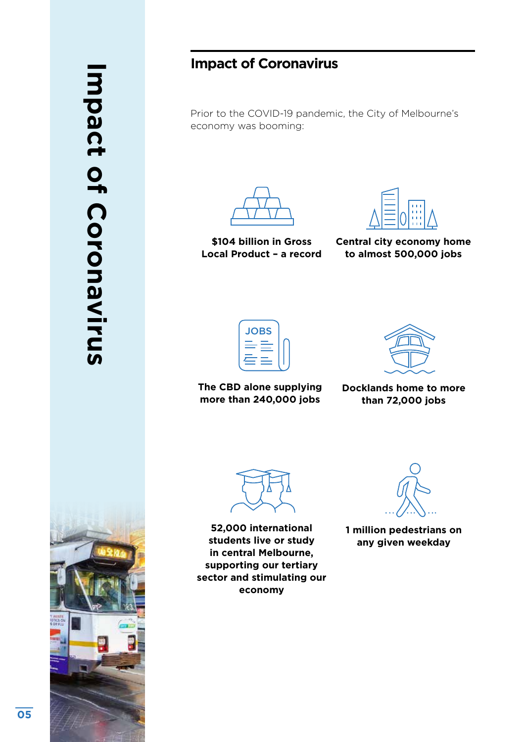## Impact of Coronavirus

Prior to the COVID-19 pandemic, the City of Melbourne's economy was booming:

- **$104 billion in Gross Local Product – a record**
- **Central city economy home to almost 500,000 jobs**
- **The CBD alone supplying more than 240,000 jobs**
- **Docklands home to more than 72,000 jobs**
- **52,000 international students live or study in central Melbourne, supporting our tertiary sector and stimulating our economy**
- **1 million pedestrians on any given weekday**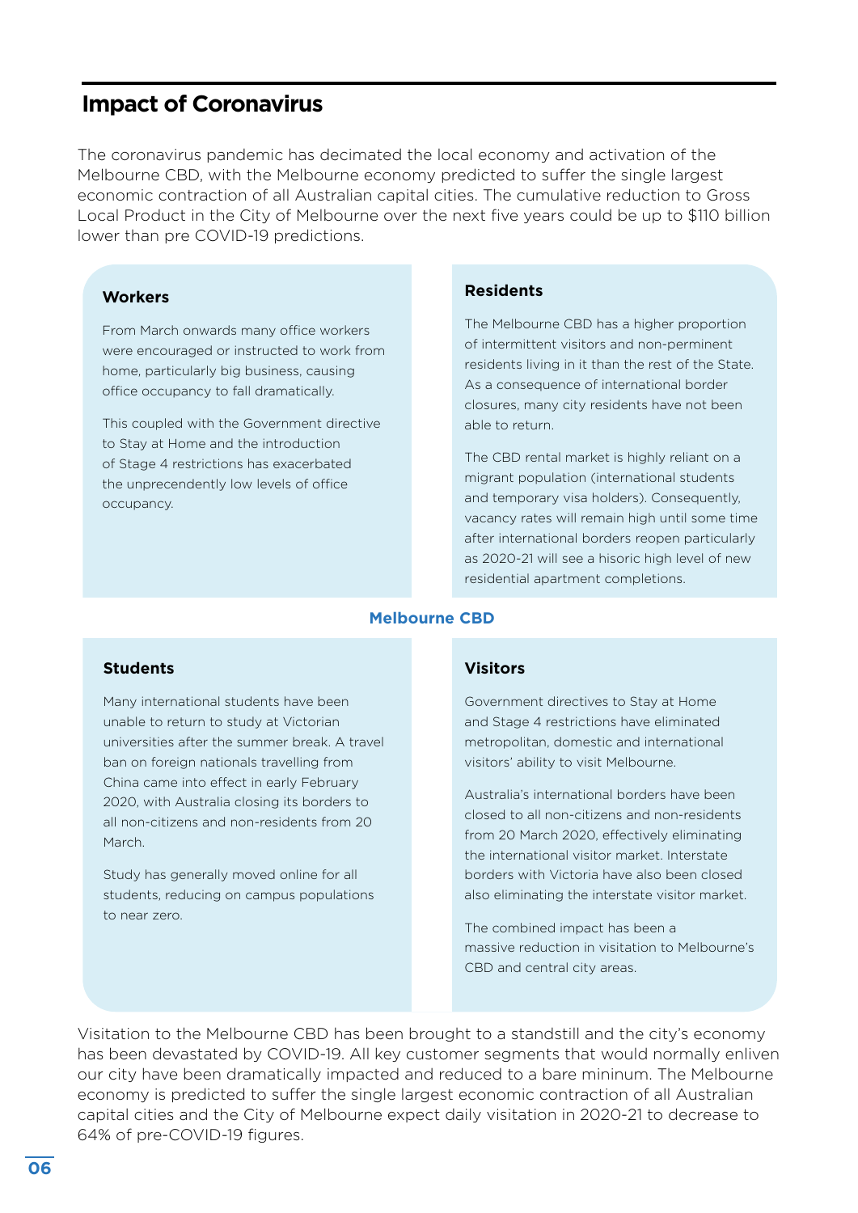## Impact of Coronavirus

The coronavirus pandemic has decimated the local economy and activation of the Melbourne CBD, with the Melbourne economy predicted to suffer the single largest economic contraction of all Australian capital cities. The cumulative reduction to Gross Local Product in the City of Melbourne over the next five years could be up to $110 billion lower than pre COVID-19 predictions.

### Melbourne CBD

#### Workers

From March onwards many office workers were encouraged or instructed to work from home, particularly big business, causing office occupancy to fall dramatically.

This coupled with the Government directive to Stay at Home and the introduction of Stage 4 restrictions has exacerbated the unprecendently low levels of office occupancy.

#### Residents

The Melbourne CBD has a higher proportion of intermittent visitors and non-perminent residents living in it than the rest of the State. As a consequence of international border closures, many city residents have not been able to return.

The CBD rental market is highly reliant on a migrant population (international students and temporary visa holders). Consequently, vacancy rates will remain high until some time after international borders reopen particularly as 2020-21 will see a hisoric high level of new residential apartment completions.

#### Students

Many international students have been unable to return to study at Victorian universities after the summer break. A travel ban on foreign nationals travelling from China came into effect in early February 2020, with Australia closing its borders to all non-citizens and non-residents from 20 March.

Study has generally moved online for all students, reducing on campus populations to near zero.

#### Visitors

Government directives to Stay at Home and Stage 4 restrictions have eliminated metropolitan, domestic and international visitors' ability to visit Melbourne.

Australia's international borders have been closed to all non-citizens and non-residents from 20 March 2020, effectively eliminating the international visitor market. Interstate borders with Victoria have also been closed also eliminating the interstate visitor market.

The combined impact has been a massive reduction in visitation to Melbourne's CBD and central city areas.

Visitation to the Melbourne CBD has been brought to a standstill and the city's economy has been devastated by COVID-19. All key customer segments that would normally enliven our city have been dramatically impacted and reduced to a bare mininum. The Melbourne economy is predicted to suffer the single largest economic contraction of all Australian capital cities and the City of Melbourne expect daily visitation in 2020-21 to decrease to 64% of pre-COVID-19 figures.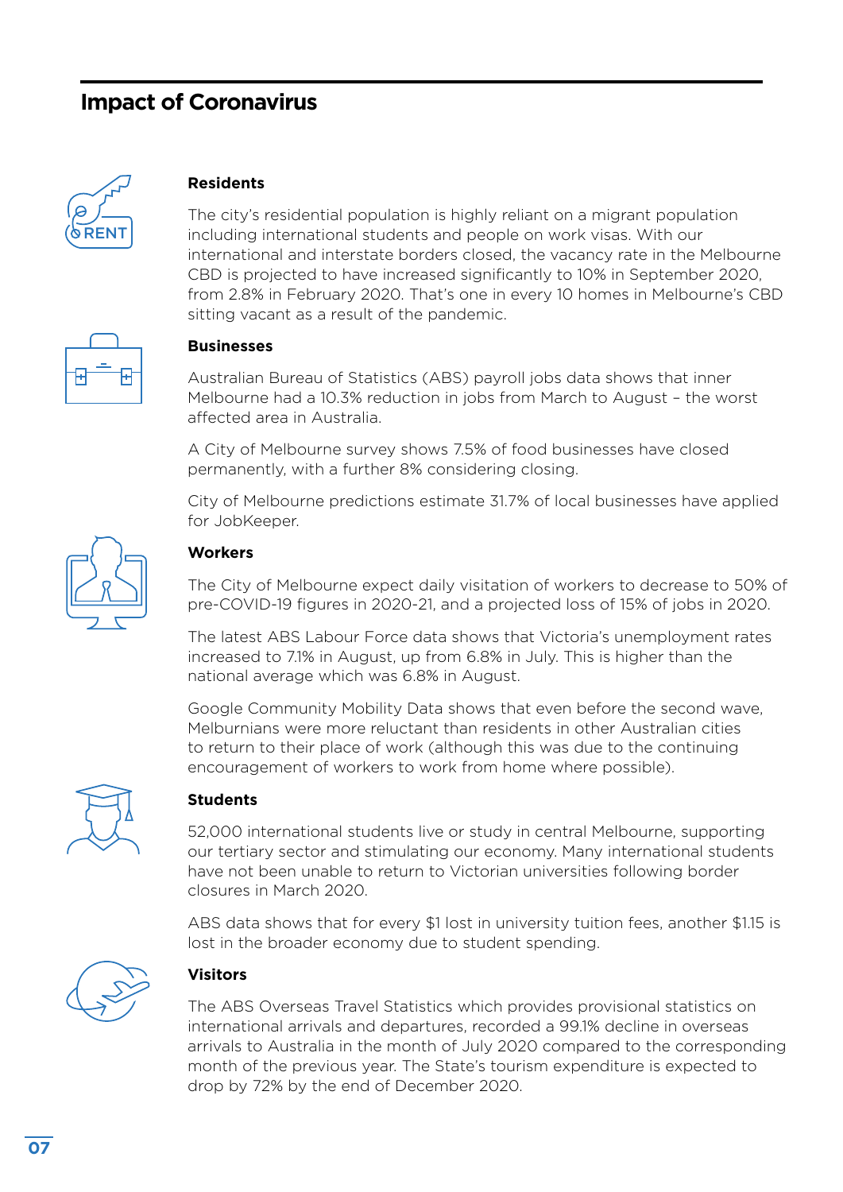## Impact of Coronavirus

### Residents

The city's residential population is highly reliant on a migrant population including international students and people on work visas. With our international and interstate borders closed, the vacancy rate in the Melbourne CBD is projected to have increased significantly to 10% in September 2020, from 2.8% in February 2020. That's one in every 10 homes in Melbourne's CBD sitting vacant as a result of the pandemic.

### Businesses

Australian Bureau of Statistics (ABS) payroll jobs data shows that inner Melbourne had a 10.3% reduction in jobs from March to August – the worst affected area in Australia.

A City of Melbourne survey shows 7.5% of food businesses have closed permanently, with a further 8% considering closing.

City of Melbourne predictions estimate 31.7% of local businesses have applied for JobKeeper.

### Workers

The City of Melbourne expect daily visitation of workers to decrease to 50% of pre-COVID-19 figures in 2020-21, and a projected loss of 15% of jobs in 2020.

The latest ABS Labour Force data shows that Victoria's unemployment rates increased to 7.1% in August, up from 6.8% in July. This is higher than the national average which was 6.8% in August.

Google Community Mobility Data shows that even before the second wave, Melburnians were more reluctant than residents in other Australian cities to return to their place of work (although this was due to the continuing encouragement of workers to work from home where possible).

### Students

52,000 international students live or study in central Melbourne, supporting our tertiary sector and stimulating our economy. Many international students have not been unable to return to Victorian universities following border closures in March 2020.

ABS data shows that for every $1 lost in university tuition fees, another $1.15 is lost in the broader economy due to student spending.

### Visitors

The ABS Overseas Travel Statistics which provides provisional statistics on international arrivals and departures, recorded a 99.1% decline in overseas arrivals to Australia in the month of July 2020 compared to the corresponding month of the previous year. The State's tourism expenditure is expected to drop by 72% by the end of December 2020.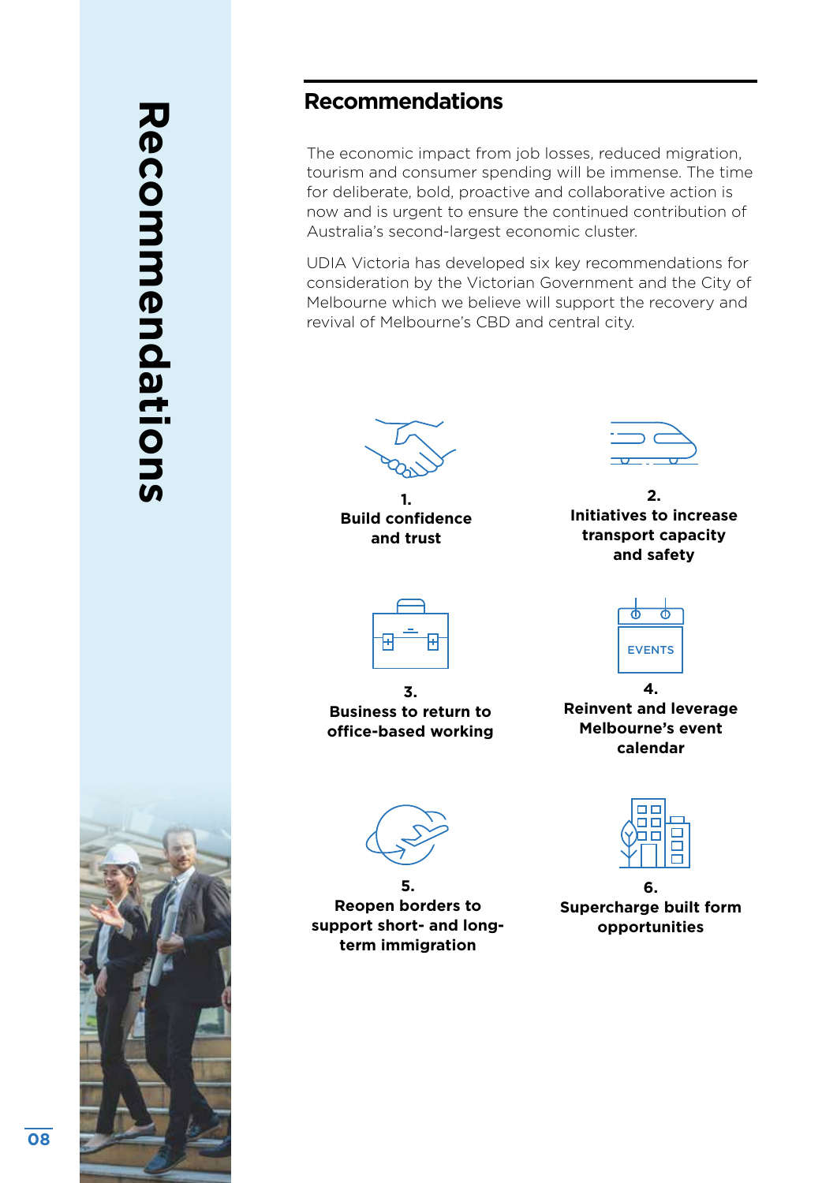## Recommendations

The economic impact from job losses, reduced migration, tourism and consumer spending will be immense. The time for deliberate, bold, proactive and collaborative action is now and is urgent to ensure the continued contribution of Australia's second-largest economic cluster.

UDIA Victoria has developed six key recommendations for consideration by the Victorian Government and the City of Melbourne which we believe will support the recovery and revival of Melbourne's CBD and central city.

1. **Build confidence and trust**
2. **Initiatives to increase transport capacity and safety**
3. **Business to return to office-based working**
4. **Reinvent and leverage Melbourne's event calendar**
5. **Reopen borders to support short- and long-term immigration**
6. **Supercharge built form opportunities**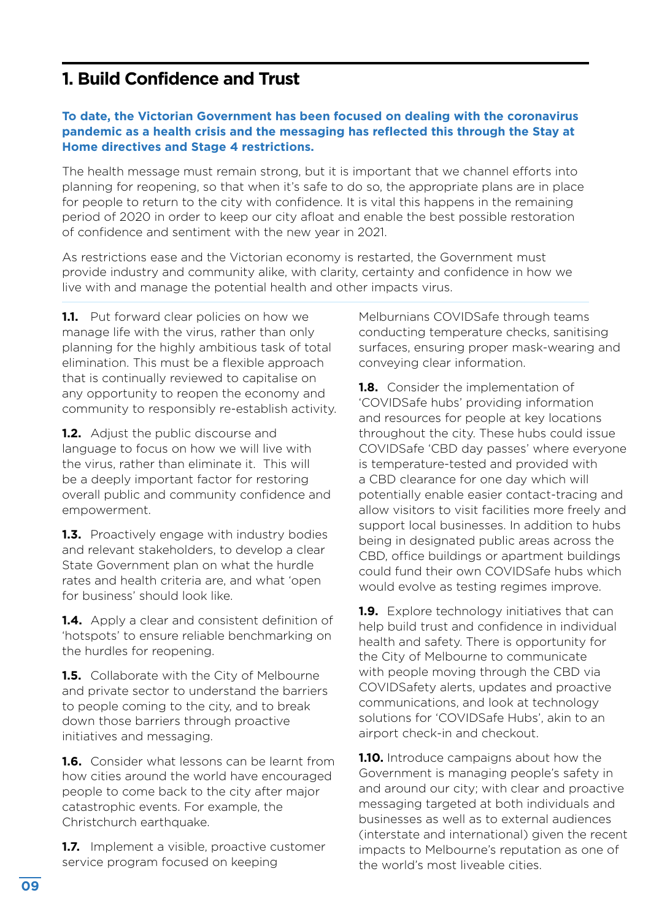## 1. Build Confidence and Trust

**To date, the Victorian Government has been focused on dealing with the coronavirus pandemic as a health crisis and the messaging has reflected this through the Stay at Home directives and Stage 4 restrictions.**

The health message must remain strong, but it is important that we channel efforts into planning for reopening, so that when it's safe to do so, the appropriate plans are in place for people to return to the city with confidence. It is vital this happens in the remaining period of 2020 in order to keep our city afloat and enable the best possible restoration of confidence and sentiment with the new year in 2021.

As restrictions ease and the Victorian economy is restarted, the Government must provide industry and community alike, with clarity, certainty and confidence in how we live with and manage the potential health and other impacts virus.

**1.1.** Put forward clear policies on how we manage life with the virus, rather than only planning for the highly ambitious task of total elimination. This must be a flexible approach that is continually reviewed to capitalise on any opportunity to reopen the economy and community to responsibly re-establish activity.

**1.2.** Adjust the public discourse and language to focus on how we will live with the virus, rather than eliminate it. This will be a deeply important factor for restoring overall public and community confidence and empowerment.

**1.3.** Proactively engage with industry bodies and relevant stakeholders, to develop a clear State Government plan on what the hurdle rates and health criteria are, and what 'open for business' should look like.

**1.4.** Apply a clear and consistent definition of 'hotspots' to ensure reliable benchmarking on the hurdles for reopening.

**1.5.** Collaborate with the City of Melbourne and private sector to understand the barriers to people coming to the city, and to break down those barriers through proactive initiatives and messaging.

**1.6.** Consider what lessons can be learnt from how cities around the world have encouraged people to come back to the city after major catastrophic events. For example, the Christchurch earthquake.

**1.7.** Implement a visible, proactive customer service program focused on keeping Melburnians COVIDSafe through teams conducting temperature checks, sanitising surfaces, ensuring proper mask-wearing and conveying clear information.

**1.8.** Consider the implementation of 'COVIDSafe hubs' providing information and resources for people at key locations throughout the city. These hubs could issue COVIDSafe 'CBD day passes' where everyone is temperature-tested and provided with a CBD clearance for one day which will potentially enable easier contact-tracing and allow visitors to visit facilities more freely and support local businesses. In addition to hubs being in designated public areas across the CBD, office buildings or apartment buildings could fund their own COVIDSafe hubs which would evolve as testing regimes improve.

**1.9.** Explore technology initiatives that can help build trust and confidence in individual health and safety. There is opportunity for the City of Melbourne to communicate with people moving through the CBD via COVIDSafety alerts, updates and proactive communications, and look at technology solutions for 'COVIDSafe Hubs', akin to an airport check-in and checkout.

**1.10.** Introduce campaigns about how the Government is managing people's safety in and around our city; with clear and proactive messaging targeted at both individuals and businesses as well as to external audiences (interstate and international) given the recent impacts to Melbourne's reputation as one of the world's most liveable cities.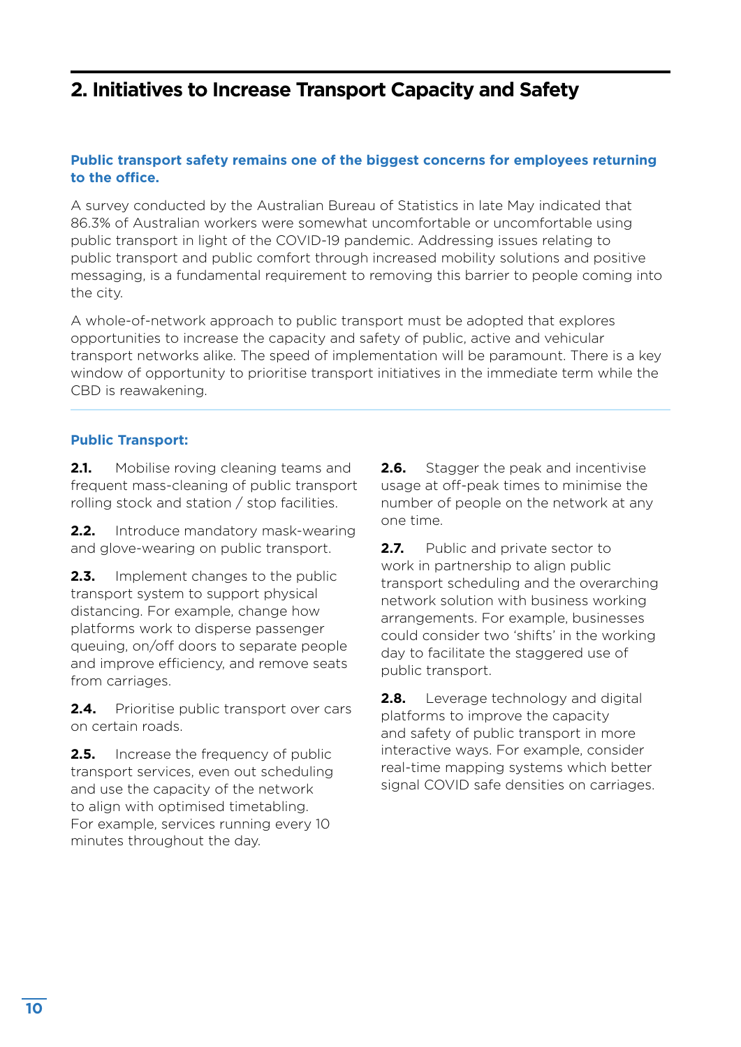## 2. Initiatives to Increase Transport Capacity and Safety

**Public transport safety remains one of the biggest concerns for employees returning to the office.**

A survey conducted by the Australian Bureau of Statistics in late May indicated that 86.3% of Australian workers were somewhat uncomfortable or uncomfortable using public transport in light of the COVID-19 pandemic. Addressing issues relating to public transport and public comfort through increased mobility solutions and positive messaging, is a fundamental requirement to removing this barrier to people coming into the city.

A whole-of-network approach to public transport must be adopted that explores opportunities to increase the capacity and safety of public, active and vehicular transport networks alike. The speed of implementation will be paramount. There is a key window of opportunity to prioritise transport initiatives in the immediate term while the CBD is reawakening.

### Public Transport:

**2.1.** Mobilise roving cleaning teams and frequent mass-cleaning of public transport rolling stock and station / stop facilities.

**2.2.** Introduce mandatory mask-wearing and glove-wearing on public transport.

**2.3.** Implement changes to the public transport system to support physical distancing. For example, change how platforms work to disperse passenger queuing, on/off doors to separate people and improve efficiency, and remove seats from carriages.

**2.4.** Prioritise public transport over cars on certain roads.

**2.5.** Increase the frequency of public transport services, even out scheduling and use the capacity of the network to align with optimised timetabling. For example, services running every 10 minutes throughout the day.

**2.6.** Stagger the peak and incentivise usage at off-peak times to minimise the number of people on the network at any one time.

**2.7.** Public and private sector to work in partnership to align public transport scheduling and the overarching network solution with business working arrangements. For example, businesses could consider two 'shifts' in the working day to facilitate the staggered use of public transport.

**2.8.** Leverage technology and digital platforms to improve the capacity and safety of public transport in more interactive ways. For example, consider real-time mapping systems which better signal COVID safe densities on carriages.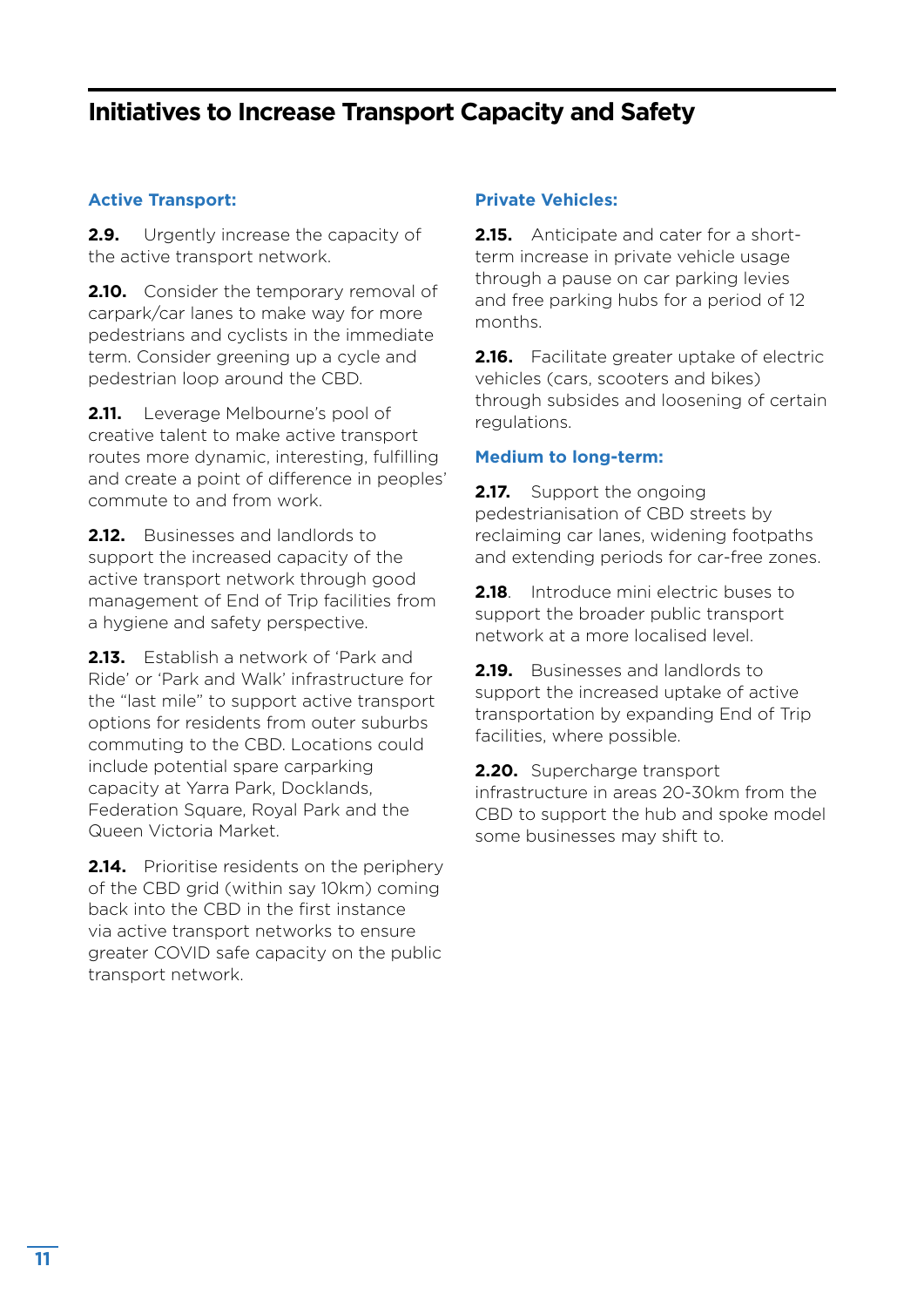## Initiatives to Increase Transport Capacity and Safety

### Active Transport:

**2.9.** Urgently increase the capacity of the active transport network.

**2.10.** Consider the temporary removal of carpark/car lanes to make way for more pedestrians and cyclists in the immediate term. Consider greening up a cycle and pedestrian loop around the CBD.

**2.11.** Leverage Melbourne's pool of creative talent to make active transport routes more dynamic, interesting, fulfilling and create a point of difference in peoples' commute to and from work.

**2.12.** Businesses and landlords to support the increased capacity of the active transport network through good management of End of Trip facilities from a hygiene and safety perspective.

**2.13.** Establish a network of 'Park and Ride' or 'Park and Walk' infrastructure for the "last mile" to support active transport options for residents from outer suburbs commuting to the CBD. Locations could include potential spare carparking capacity at Yarra Park, Docklands, Federation Square, Royal Park and the Queen Victoria Market.

**2.14.** Prioritise residents on the periphery of the CBD grid (within say 10km) coming back into the CBD in the first instance via active transport networks to ensure greater COVID safe capacity on the public transport network.

### Private Vehicles:

**2.15.** Anticipate and cater for a short-term increase in private vehicle usage through a pause on car parking levies and free parking hubs for a period of 12 months.

**2.16.** Facilitate greater uptake of electric vehicles (cars, scooters and bikes) through subsides and loosening of certain regulations.

### Medium to long-term:

**2.17.** Support the ongoing pedestrianisation of CBD streets by reclaiming car lanes, widening footpaths and extending periods for car-free zones.

**2.18**. Introduce mini electric buses to support the broader public transport network at a more localised level.

**2.19.** Businesses and landlords to support the increased uptake of active transportation by expanding End of Trip facilities, where possible.

**2.20.** Supercharge transport infrastructure in areas 20-30km from the CBD to support the hub and spoke model some businesses may shift to.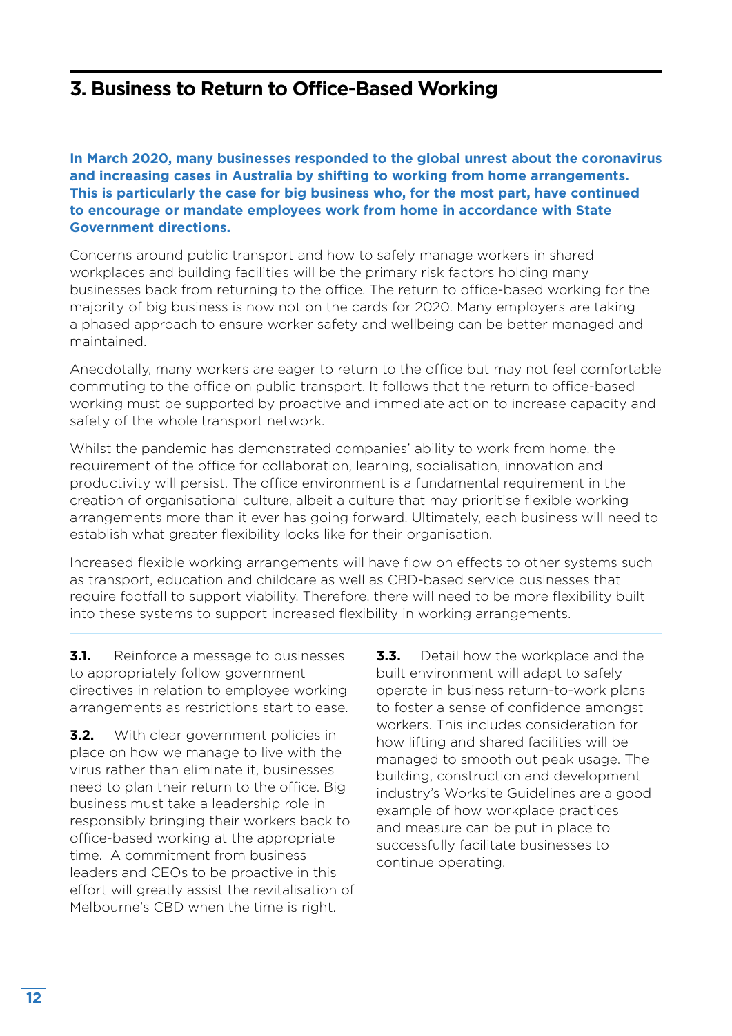## 3. Business to Return to Office-Based Working

**In March 2020, many businesses responded to the global unrest about the coronavirus and increasing cases in Australia by shifting to working from home arrangements. This is particularly the case for big business who, for the most part, have continued to encourage or mandate employees work from home in accordance with State Government directions.**

Concerns around public transport and how to safely manage workers in shared workplaces and building facilities will be the primary risk factors holding many businesses back from returning to the office. The return to office-based working for the majority of big business is now not on the cards for 2020. Many employers are taking a phased approach to ensure worker safety and wellbeing can be better managed and maintained.

Anecdotally, many workers are eager to return to the office but may not feel comfortable commuting to the office on public transport. It follows that the return to office-based working must be supported by proactive and immediate action to increase capacity and safety of the whole transport network.

Whilst the pandemic has demonstrated companies' ability to work from home, the requirement of the office for collaboration, learning, socialisation, innovation and productivity will persist. The office environment is a fundamental requirement in the creation of organisational culture, albeit a culture that may prioritise flexible working arrangements more than it ever has going forward. Ultimately, each business will need to establish what greater flexibility looks like for their organisation.

Increased flexible working arrangements will have flow on effects to other systems such as transport, education and childcare as well as CBD-based service businesses that require footfall to support viability. Therefore, there will need to be more flexibility built into these systems to support increased flexibility in working arrangements.

**3.1.** Reinforce a message to businesses to appropriately follow government directives in relation to employee working arrangements as restrictions start to ease.

**3.2.** With clear government policies in place on how we manage to live with the virus rather than eliminate it, businesses need to plan their return to the office. Big business must take a leadership role in responsibly bringing their workers back to office-based working at the appropriate time. A commitment from business leaders and CEOs to be proactive in this effort will greatly assist the revitalisation of Melbourne's CBD when the time is right.

**3.3.** Detail how the workplace and the built environment will adapt to safely operate in business return-to-work plans to foster a sense of confidence amongst workers. This includes consideration for how lifting and shared facilities will be managed to smooth out peak usage. The building, construction and development industry's Worksite Guidelines are a good example of how workplace practices and measure can be put in place to successfully facilitate businesses to continue operating.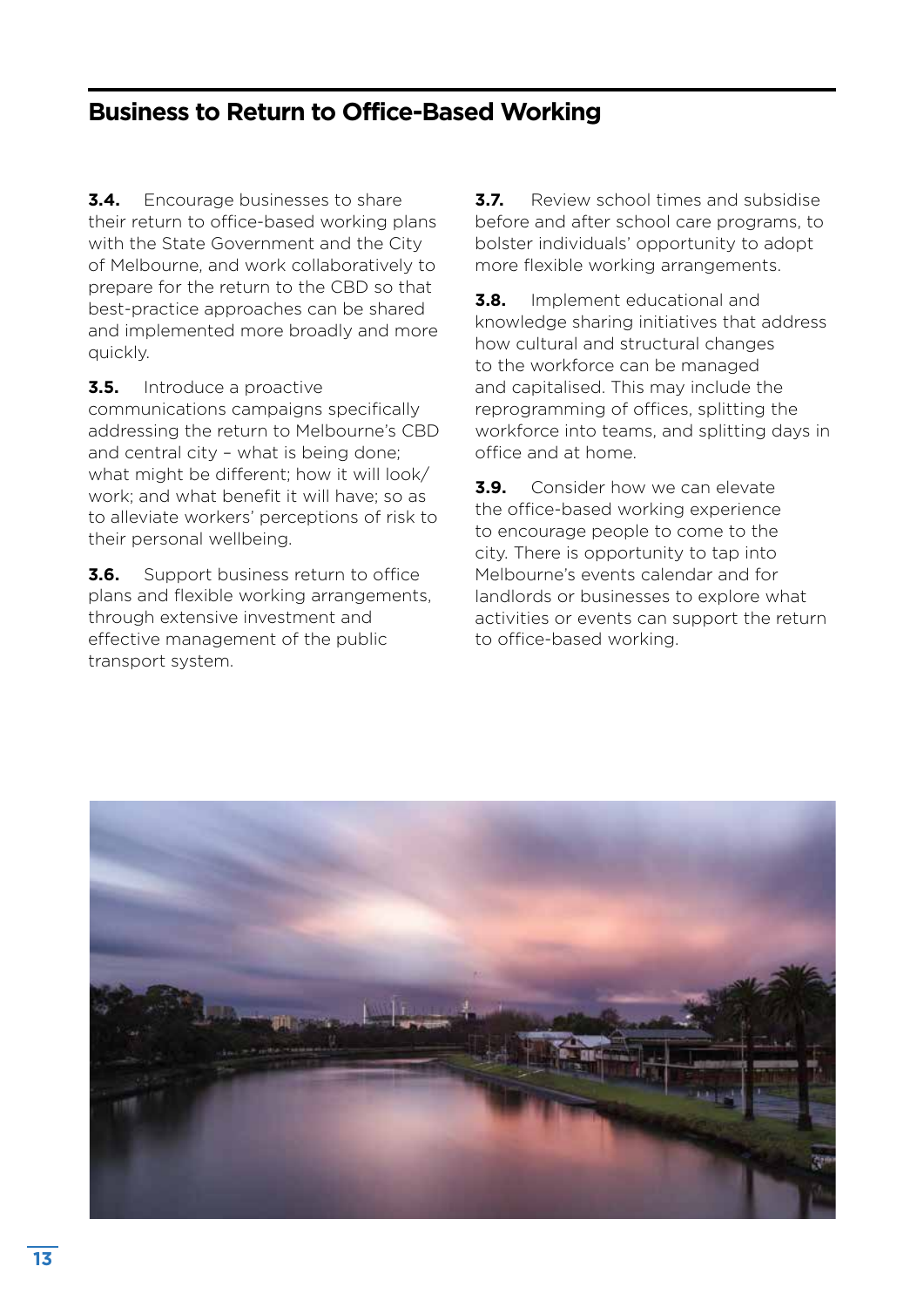## Business to Return to Office-Based Working

**3.4.** Encourage businesses to share their return to office-based working plans with the State Government and the City of Melbourne, and work collaboratively to prepare for the return to the CBD so that best-practice approaches can be shared and implemented more broadly and more quickly.

**3.5.** Introduce a proactive communications campaigns specifically addressing the return to Melbourne's CBD and central city – what is being done; what might be different; how it will look/work; and what benefit it will have; so as to alleviate workers' perceptions of risk to their personal wellbeing.

**3.6.** Support business return to office plans and flexible working arrangements, through extensive investment and effective management of the public transport system.

**3.7.** Review school times and subsidise before and after school care programs, to bolster individuals' opportunity to adopt more flexible working arrangements.

**3.8.** Implement educational and knowledge sharing initiatives that address how cultural and structural changes to the workforce can be managed and capitalised. This may include the reprogramming of offices, splitting the workforce into teams, and splitting days in office and at home.

**3.9.** Consider how we can elevate the office-based working experience to encourage people to come to the city. There is opportunity to tap into Melbourne's events calendar and for landlords or businesses to explore what activities or events can support the return to office-based working.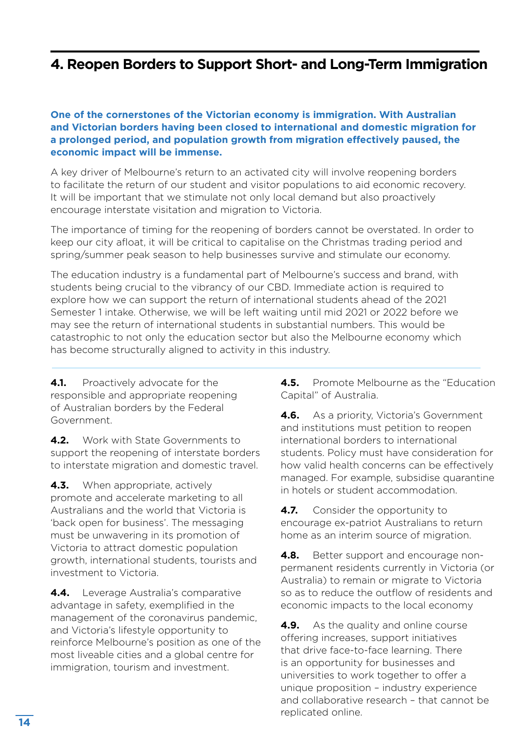# 4. Reopen Borders to Support Short- and Long-Term Immigration

**One of the cornerstones of the Victorian economy is immigration. With Australian and Victorian borders having been closed to international and domestic migration for a prolonged period, and population growth from migration effectively paused, the economic impact will be immense.**

A key driver of Melbourne's return to an activated city will involve reopening borders to facilitate the return of our student and visitor populations to aid economic recovery. It will be important that we stimulate not only local demand but also proactively encourage interstate visitation and migration to Victoria.

The importance of timing for the reopening of borders cannot be overstated. In order to keep our city afloat, it will be critical to capitalise on the Christmas trading period and spring/summer peak season to help businesses survive and stimulate our economy.

The education industry is a fundamental part of Melbourne's success and brand, with students being crucial to the vibrancy of our CBD. Immediate action is required to explore how we can support the return of international students ahead of the 2021 Semester 1 intake. Otherwise, we will be left waiting until mid 2021 or 2022 before we may see the return of international students in substantial numbers. This would be catastrophic to not only the education sector but also the Melbourne economy which has become structurally aligned to activity in this industry.

**4.1.** Proactively advocate for the responsible and appropriate reopening of Australian borders by the Federal Government.

**4.2.** Work with State Governments to support the reopening of interstate borders to interstate migration and domestic travel.

**4.3.** When appropriate, actively promote and accelerate marketing to all Australians and the world that Victoria is 'back open for business'. The messaging must be unwavering in its promotion of Victoria to attract domestic population growth, international students, tourists and investment to Victoria.

**4.4.** Leverage Australia's comparative advantage in safety, exemplified in the management of the coronavirus pandemic, and Victoria's lifestyle opportunity to reinforce Melbourne's position as one of the most liveable cities and a global centre for immigration, tourism and investment.

**4.5.** Promote Melbourne as the "Education Capital" of Australia.

**4.6.** As a priority, Victoria's Government and institutions must petition to reopen international borders to international students. Policy must have consideration for how valid health concerns can be effectively managed. For example, subsidise quarantine in hotels or student accommodation.

**4.7.** Consider the opportunity to encourage ex-patriot Australians to return home as an interim source of migration.

**4.8.** Better support and encourage non-permanent residents currently in Victoria (or Australia) to remain or migrate to Victoria so as to reduce the outflow of residents and economic impacts to the local economy

**4.9.** As the quality and online course offering increases, support initiatives that drive face-to-face learning. There is an opportunity for businesses and universities to work together to offer a unique proposition – industry experience and collaborative research – that cannot be replicated online.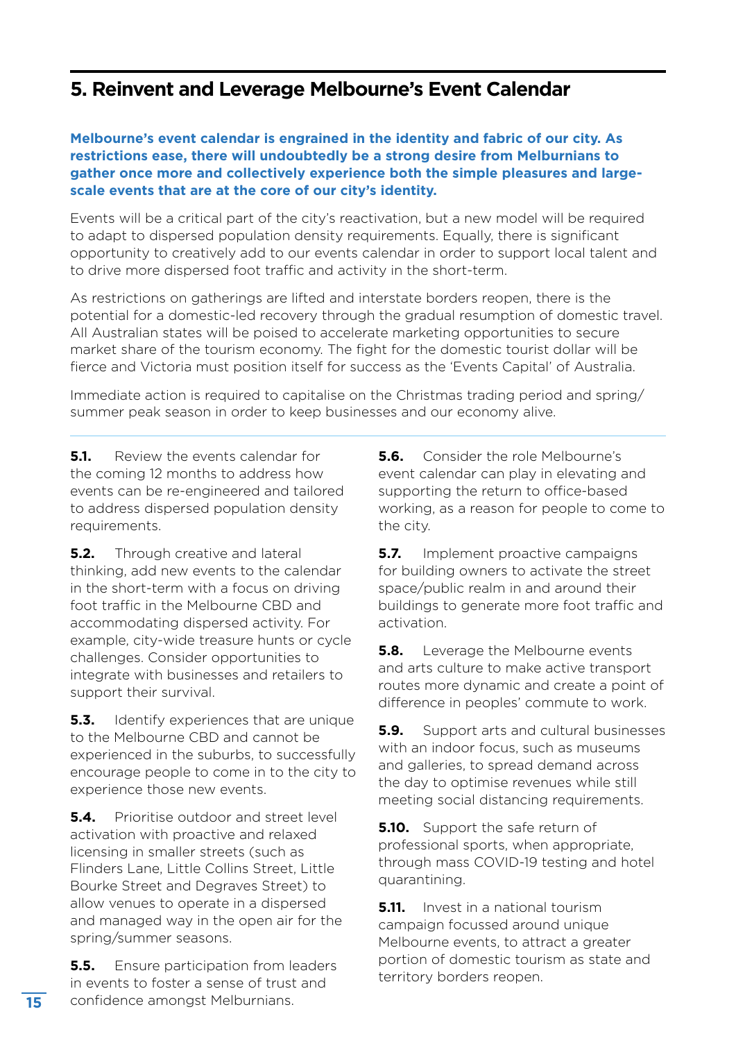## 5. Reinvent and Leverage Melbourne's Event Calendar

**Melbourne's event calendar is engrained in the identity and fabric of our city. As restrictions ease, there will undoubtedly be a strong desire from Melburnians to gather once more and collectively experience both the simple pleasures and large-scale events that are at the core of our city's identity.**

Events will be a critical part of the city's reactivation, but a new model will be required to adapt to dispersed population density requirements. Equally, there is significant opportunity to creatively add to our events calendar in order to support local talent and to drive more dispersed foot traffic and activity in the short-term.

As restrictions on gatherings are lifted and interstate borders reopen, there is the potential for a domestic-led recovery through the gradual resumption of domestic travel. All Australian states will be poised to accelerate marketing opportunities to secure market share of the tourism economy. The fight for the domestic tourist dollar will be fierce and Victoria must position itself for success as the 'Events Capital' of Australia.

Immediate action is required to capitalise on the Christmas trading period and spring/summer peak season in order to keep businesses and our economy alive.

**5.1.** Review the events calendar for the coming 12 months to address how events can be re-engineered and tailored to address dispersed population density requirements.

**5.2.** Through creative and lateral thinking, add new events to the calendar in the short-term with a focus on driving foot traffic in the Melbourne CBD and accommodating dispersed activity. For example, city-wide treasure hunts or cycle challenges. Consider opportunities to integrate with businesses and retailers to support their survival.

**5.3.** Identify experiences that are unique to the Melbourne CBD and cannot be experienced in the suburbs, to successfully encourage people to come in to the city to experience those new events.

**5.4.** Prioritise outdoor and street level activation with proactive and relaxed licensing in smaller streets (such as Flinders Lane, Little Collins Street, Little Bourke Street and Degraves Street) to allow venues to operate in a dispersed and managed way in the open air for the spring/summer seasons.

**5.5.** Ensure participation from leaders in events to foster a sense of trust and confidence amongst Melburnians.

**5.6.** Consider the role Melbourne's event calendar can play in elevating and supporting the return to office-based working, as a reason for people to come to the city.

**5.7.** Implement proactive campaigns for building owners to activate the street space/public realm in and around their buildings to generate more foot traffic and activation.

**5.8.** Leverage the Melbourne events and arts culture to make active transport routes more dynamic and create a point of difference in peoples' commute to work.

**5.9.** Support arts and cultural businesses with an indoor focus, such as museums and galleries, to spread demand across the day to optimise revenues while still meeting social distancing requirements.

**5.10.** Support the safe return of professional sports, when appropriate, through mass COVID-19 testing and hotel quarantining.

**5.11.** Invest in a national tourism campaign focussed around unique Melbourne events, to attract a greater portion of domestic tourism as state and territory borders reopen.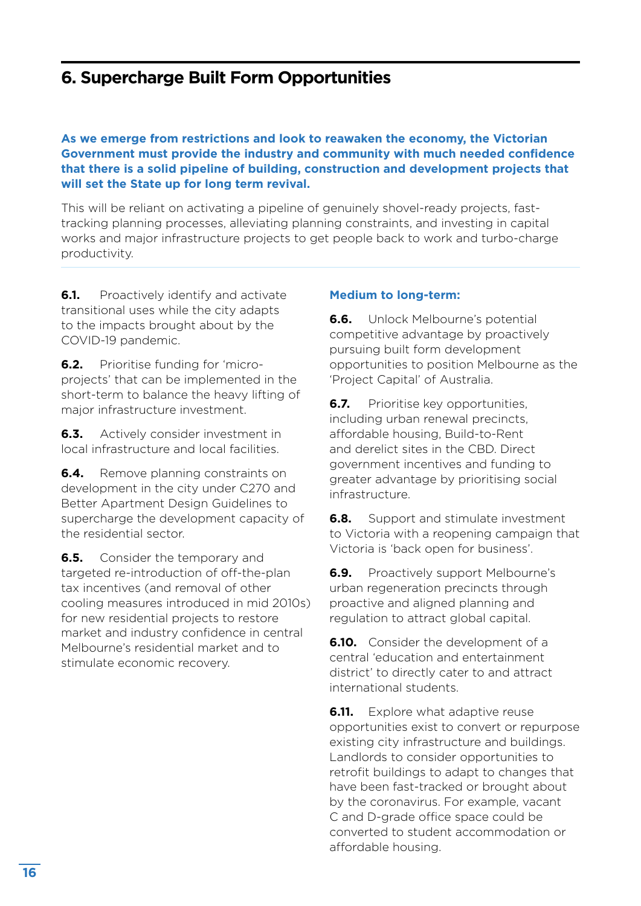# 6. Supercharge Built Form Opportunities

**As we emerge from restrictions and look to reawaken the economy, the Victorian Government must provide the industry and community with much needed confidence that there is a solid pipeline of building, construction and development projects that will set the State up for long term revival.**

This will be reliant on activating a pipeline of genuinely shovel-ready projects, fast-tracking planning processes, alleviating planning constraints, and investing in capital works and major infrastructure projects to get people back to work and turbo-charge productivity.

**6.1.** Proactively identify and activate transitional uses while the city adapts to the impacts brought about by the COVID-19 pandemic.

**6.2.** Prioritise funding for 'micro-projects' that can be implemented in the short-term to balance the heavy lifting of major infrastructure investment.

**6.3.** Actively consider investment in local infrastructure and local facilities.

**6.4.** Remove planning constraints on development in the city under C270 and Better Apartment Design Guidelines to supercharge the development capacity of the residential sector.

**6.5.** Consider the temporary and targeted re-introduction of off-the-plan tax incentives (and removal of other cooling measures introduced in mid 2010s) for new residential projects to restore market and industry confidence in central Melbourne's residential market and to stimulate economic recovery.

### Medium to long-term:

**6.6.** Unlock Melbourne's potential competitive advantage by proactively pursuing built form development opportunities to position Melbourne as the 'Project Capital' of Australia.

**6.7.** Prioritise key opportunities, including urban renewal precincts, affordable housing, Build-to-Rent and derelict sites in the CBD. Direct government incentives and funding to greater advantage by prioritising social infrastructure.

**6.8.** Support and stimulate investment to Victoria with a reopening campaign that Victoria is 'back open for business'.

**6.9.** Proactively support Melbourne's urban regeneration precincts through proactive and aligned planning and regulation to attract global capital.

**6.10.** Consider the development of a central 'education and entertainment district' to directly cater to and attract international students.

**6.11.** Explore what adaptive reuse opportunities exist to convert or repurpose existing city infrastructure and buildings. Landlords to consider opportunities to retrofit buildings to adapt to changes that have been fast-tracked or brought about by the coronavirus. For example, vacant C and D-grade office space could be converted to student accommodation or affordable housing.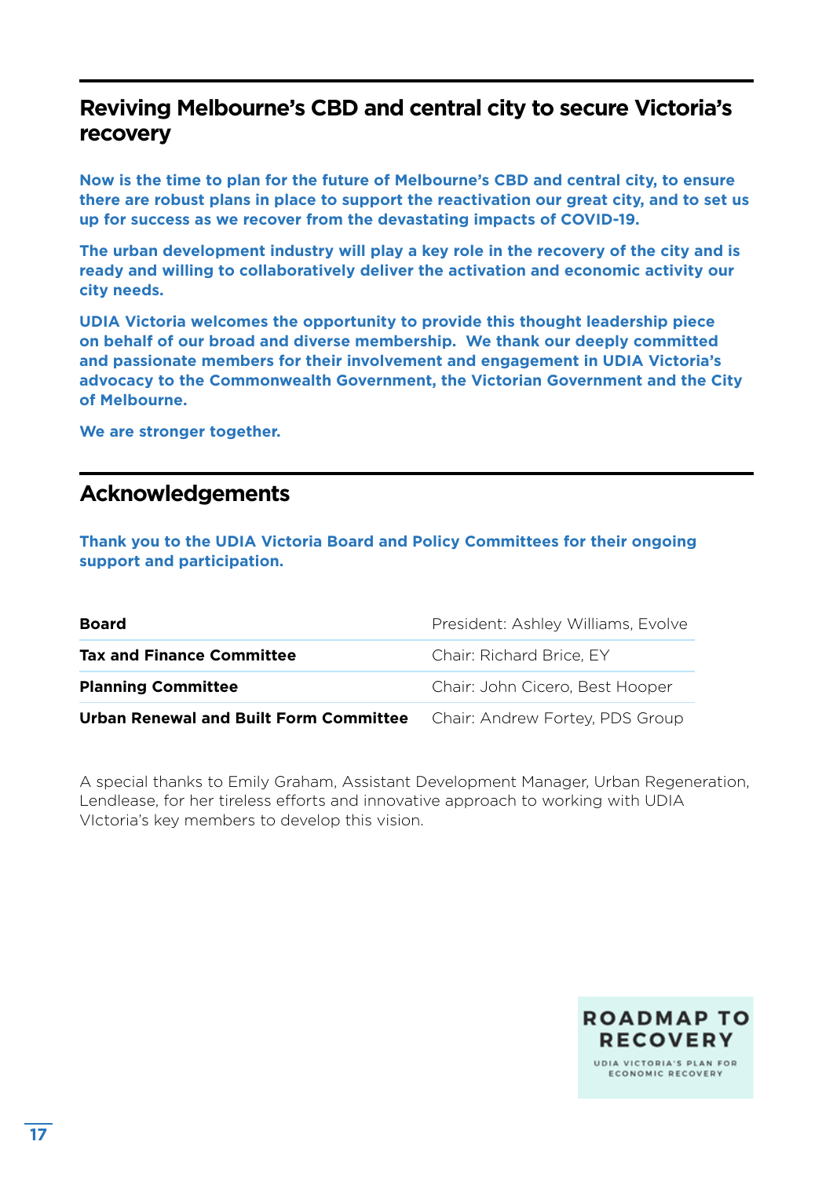## Reviving Melbourne's CBD and central city to secure Victoria's recovery

**Now is the time to plan for the future of Melbourne's CBD and central city, to ensure there are robust plans in place to support the reactivation our great city, and to set us up for success as we recover from the devastating impacts of COVID-19.**

**The urban development industry will play a key role in the recovery of the city and is ready and willing to collaboratively deliver the activation and economic activity our city needs.**

**UDIA Victoria welcomes the opportunity to provide this thought leadership piece on behalf of our broad and diverse membership. We thank our deeply committed and passionate members for their involvement and engagement in UDIA Victoria's advocacy to the Commonwealth Government, the Victorian Government and the City of Melbourne.**

**We are stronger together.**

## Acknowledgements

**Thank you to the UDIA Victoria Board and Policy Committees for their ongoing support and participation.**

| | |
|---|---|
| **Board** | President: Ashley Williams, Evolve |
| **Tax and Finance Committee** | Chair: Richard Brice, EY |
| **Planning Committee** | Chair: John Cicero, Best Hooper |
| **Urban Renewal and Built Form Committee** | Chair: Andrew Fortey, PDS Group |

A special thanks to Emily Graham, Assistant Development Manager, Urban Regeneration, Lendlease, for her tireless efforts and innovative approach to working with UDIA VIctoria's key members to develop this vision.

ROADMAP TO RECOVERY

UDIA VICTORIA'S PLAN FOR ECONOMIC RECOVERY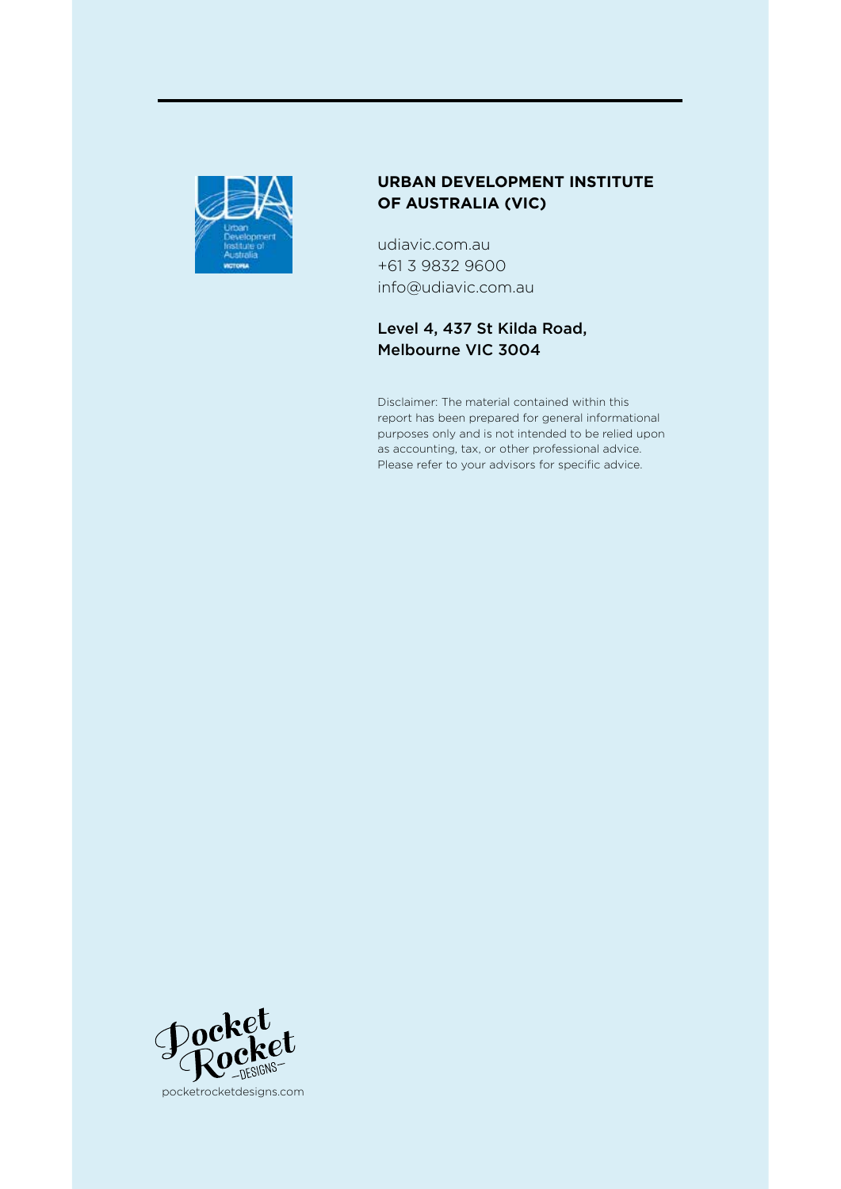**URBAN DEVELOPMENT INSTITUTE OF AUSTRALIA (VIC)**

udiavic.com.au
+61 3 9832 9600
info@udiavic.com.au

Level 4, 437 St Kilda Road,
Melbourne VIC 3004

Disclaimer: The material contained within this report has been prepared for general informational purposes only and is not intended to be relied upon as accounting, tax, or other professional advice. Please refer to your advisors for specific advice.

pocketrocketdesigns.com